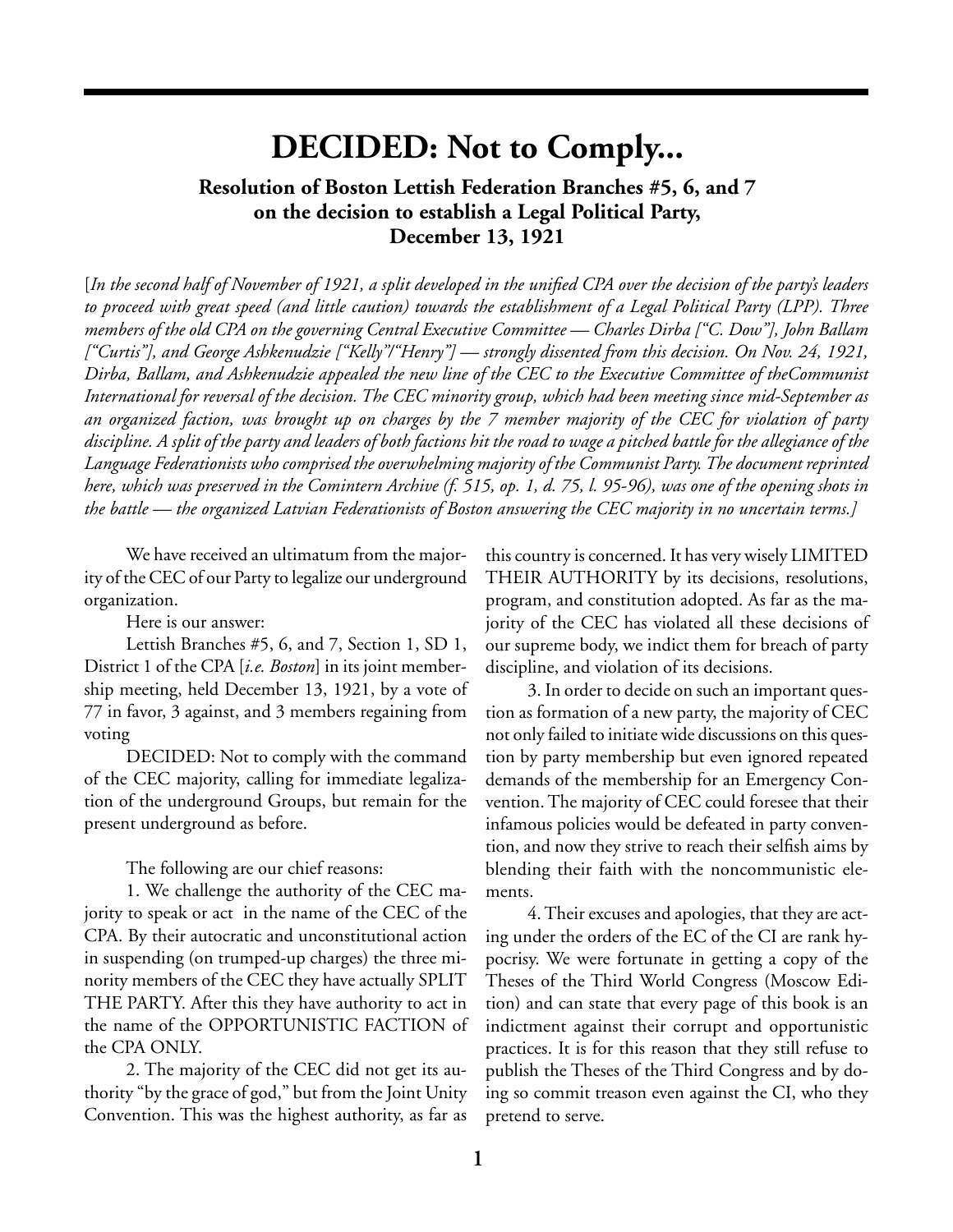# DECIDED: Not to Comply...

### Resolution of Boston Lettish Federation Branches #5, 6, and 7 on the decision to establish a Legal Political Party, December 13, 1921

[*In the second half of November of 1921, a split developed in the unified CPA over the decision of the party's leaders to proceed with great speed (and little caution) towards the establishment of a Legal Political Party (LPP). Three members of the old CPA on the governing Central Executive Committee — Charles Dirba ["C. Dow"], John Ballam ["Curtis"], and George Ashkenudzie ["Kelly"/"Henry"] — strongly dissented from this decision. On Nov. 24, 1921, Dirba, Ballam, and Ashkenudzie appealed the new line of the CEC to the Executive Committee of theCommunist International for reversal of the decision. The CEC minority group, which had been meeting since mid-September as an organized faction, was brought up on charges by the 7 member majority of the CEC for violation of party discipline. A split of the party and leaders of both factions hit the road to wage a pitched battle for the allegiance of the Language Federationists who comprised the overwhelming majority of the Communist Party. The document reprinted here, which was preserved in the Comintern Archive (f. 515, op. 1, d. 75, l. 95-96), was one of the opening shots in the battle — the organized Latvian Federationists of Boston answering the CEC majority in no uncertain terms.*]

We have received an ultimatum from the majority of the CEC of our Party to legalize our underground organization.

Here is our answer:

Lettish Branches #5, 6, and 7, Section 1, SD 1, District 1 of the CPA [*i.e. Boston*] in its joint membership meeting, held December 13, 1921, by a vote of 77 in favor, 3 against, and 3 members regaining from voting

DECIDED: Not to comply with the command of the CEC majority, calling for immediate legalization of the underground Groups, but remain for the present underground as before.

The following are our chief reasons:

1. We challenge the authority of the CEC majority to speak or act in the name of the CEC of the CPA. By their autocratic and unconstitutional action in suspending (on trumped-up charges) the three minority members of the CEC they have actually SPLIT THE PARTY. After this they have authority to act in the name of the OPPORTUNISTIC FACTION of the CPA ONLY.

2. The majority of the CEC did not get its authority "by the grace of god," but from the Joint Unity Convention. This was the highest authority, as far as this country is concerned. It has very wisely LIMITED THEIR AUTHORITY by its decisions, resolutions, program, and constitution adopted. As far as the majority of the CEC has violated all these decisions of our supreme body, we indict them for breach of party discipline, and violation of its decisions.

3. In order to decide on such an important question as formation of a new party, the majority of CEC not only failed to initiate wide discussions on this question by party membership but even ignored repeated demands of the membership for an Emergency Convention. The majority of CEC could foresee that their infamous policies would be defeated in party convention, and now they strive to reach their selfish aims by blending their faith with the noncommunistic elements.

4. Their excuses and apologies, that they are acting under the orders of the EC of the CI are rank hypocrisy. We were fortunate in getting a copy of the Theses of the Third World Congress (Moscow Edition) and can state that every page of this book is an indictment against their corrupt and opportunistic practices. It is for this reason that they still refuse to publish the Theses of the Third Congress and by doing so commit treason even against the CI, who they pretend to serve.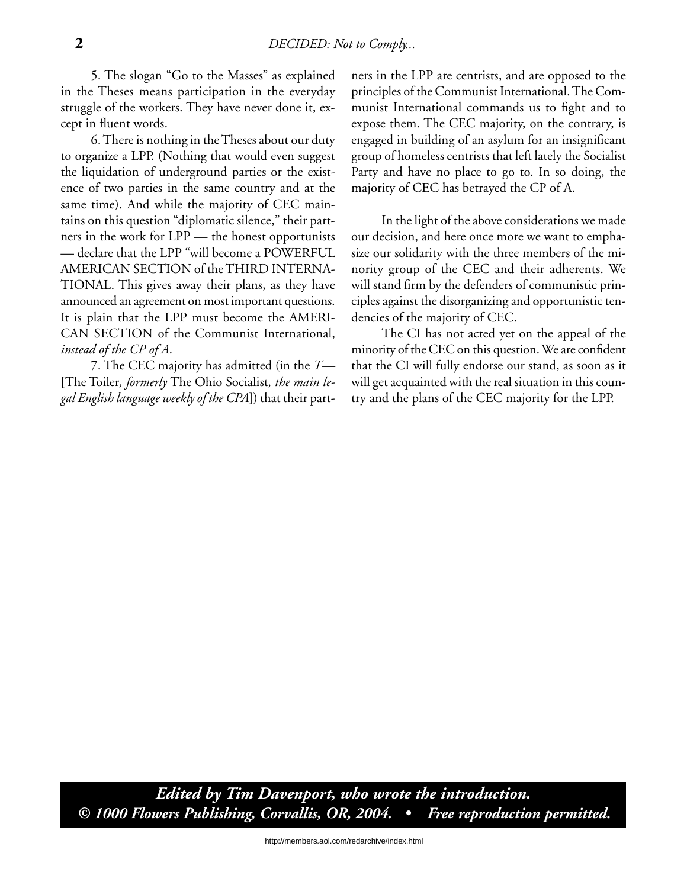5. The slogan "Go to the Masses" as explained in the Theses means participation in the everyday struggle of the workers. They have never done it, except in fluent words.

6. There is nothing in the Theses about our duty to organize a LPP. (Nothing that would even suggest the liquidation of underground parties or the existence of two parties in the same country and at the same time). And while the majority of CEC maintains on this question "diplomatic silence," their partners in the work for LPP — the honest opportunists — declare that the LPP "will become a POWERFUL AMERICAN SECTION of the THIRD INTERNATIONAL. This gives away their plans, as they have announced an agreement on most important questions. It is plain that the LPP must become the AMERICAN SECTION of the Communist International, *instead of the CP of A.*

7. The CEC majority has admitted (in the *T*— [The Toiler, *formerly* The Ohio Socialist, *the main legal English language weekly of the CPA*]) that their partners in the LPP are centrists, and are opposed to the principles of the Communist International. The Communist International commands us to fight and to expose them. The CEC majority, on the contrary, is engaged in building of an asylum for an insignificant group of homeless centrists that left lately the Socialist Party and have no place to go to. In so doing, the majority of CEC has betrayed the CP of A.

In the light of the above considerations we made our decision, and here once more we want to emphasize our solidarity with the three members of the minority group of the CEC and their adherents. We will stand firm by the defenders of communistic principles against the disorganizing and opportunistic tendencies of the majority of CEC.

The CI has not acted yet on the appeal of the minority of the CEC on this question. We are confident that the CI will fully endorse our stand, as soon as it will get acquainted with the real situation in this country and the plans of the CEC majority for the LPP.

***Edited by Tim Davenport, who wrote the introduction.***
***© 1000 Flowers Publishing, Corvallis, OR, 2004. • Free reproduction permitted.***